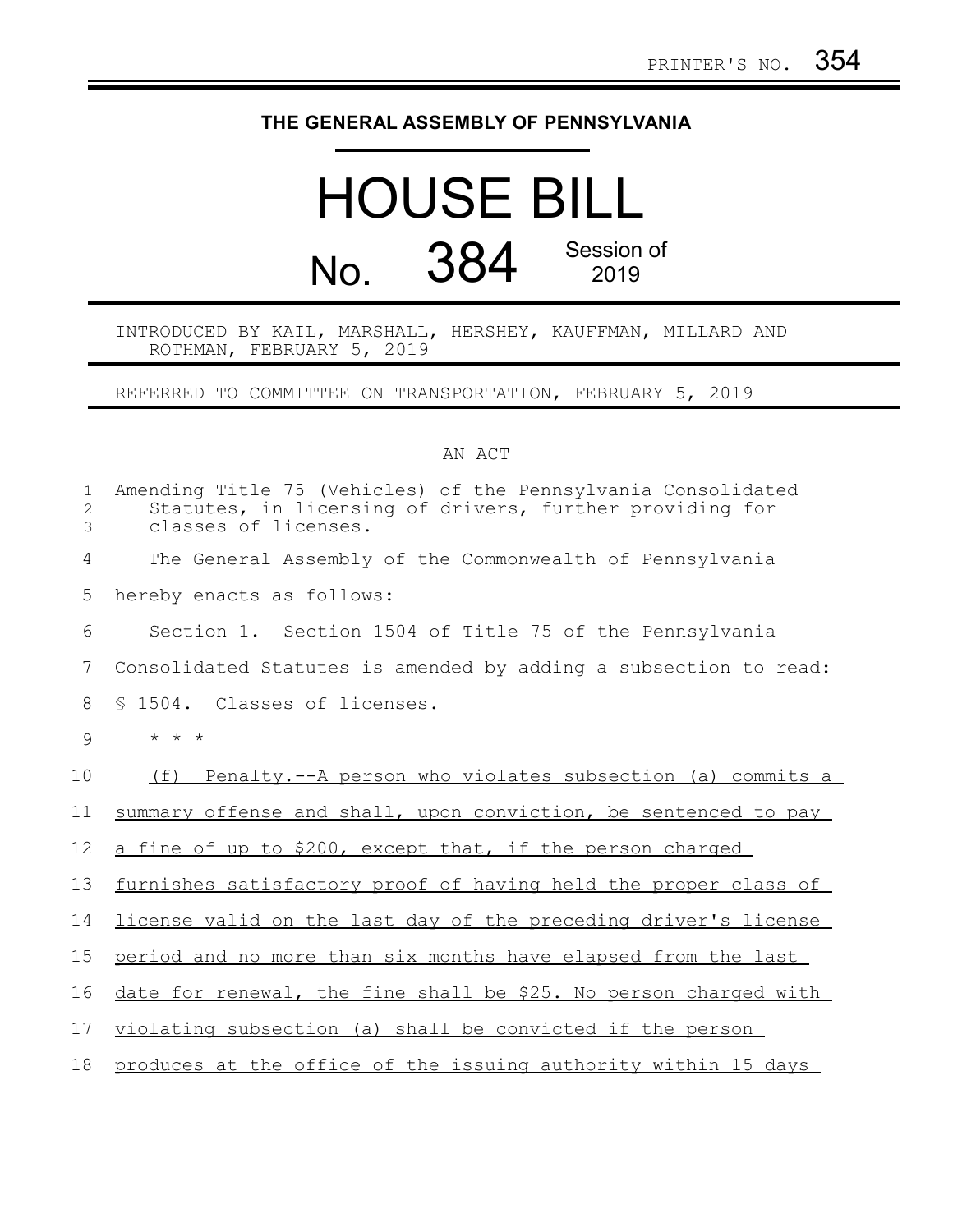PRINTER'S NO. 354

# THE GENERAL ASSEMBLY OF PENNSYLVANIA

# HOUSE BILL

## No. 384 Session of 2019

INTRODUCED BY KAIL, MARSHALL, HERSHEY, KAUFFMAN, MILLARD AND ROTHMAN, FEBRUARY 5, 2019

REFERRED TO COMMITTEE ON TRANSPORTATION, FEBRUARY 5, 2019

AN ACT

Amending Title 75 (Vehicles) of the Pennsylvania Consolidated Statutes, in licensing of drivers, further providing for classes of licenses.

The General Assembly of the Commonwealth of Pennsylvania hereby enacts as follows:

Section 1. Section 1504 of Title 75 of the Pennsylvania Consolidated Statutes is amended by adding a subsection to read:

§ 1504. Classes of licenses.

\* \* \*

(f) Penalty.--A person who violates subsection (a) commits a summary offense and shall, upon conviction, be sentenced to pay a fine of up to $200, except that, if the person charged furnishes satisfactory proof of having held the proper class of license valid on the last day of the preceding driver's license period and no more than six months have elapsed from the last date for renewal, the fine shall be $25. No person charged with violating subsection (a) shall be convicted if the person produces at the office of the issuing authority within 15 days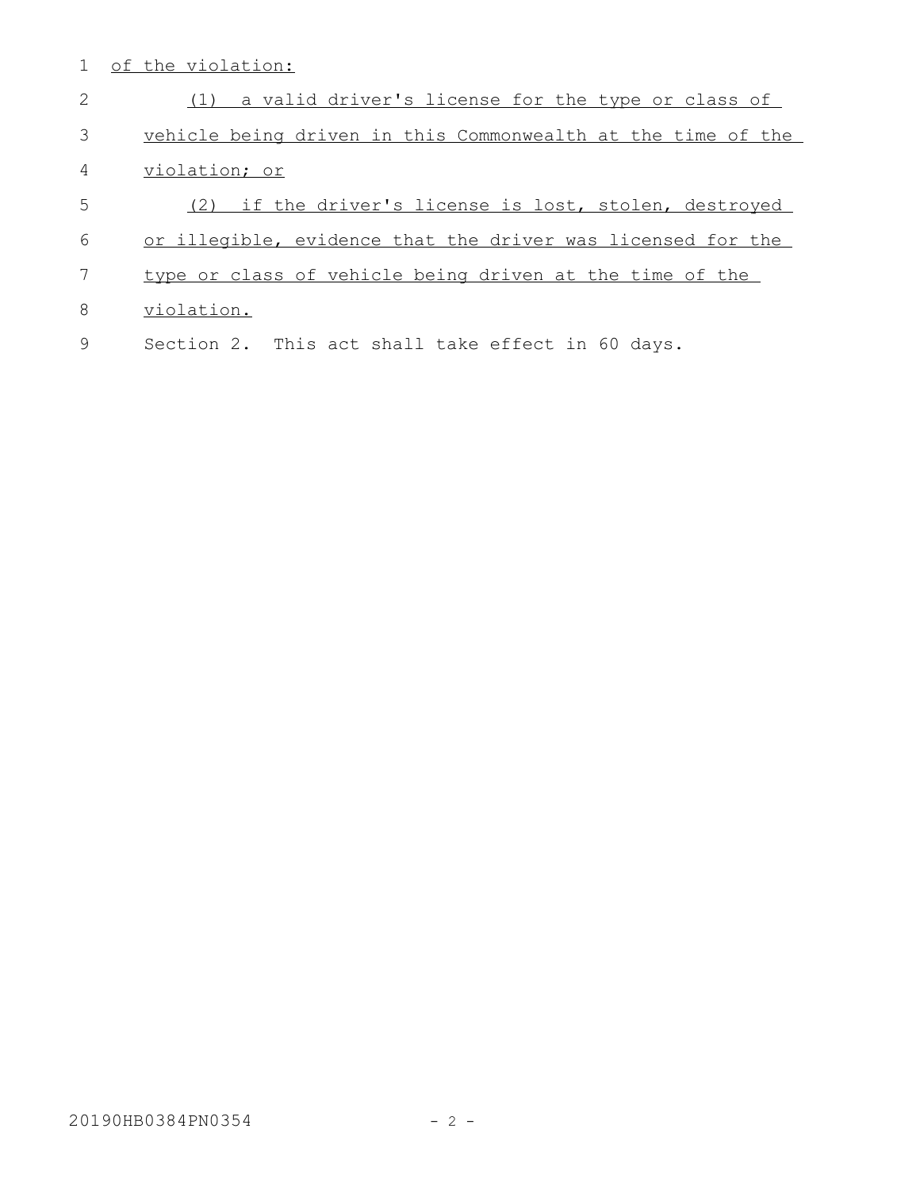of the violation:

(1) a valid driver's license for the type or class of vehicle being driven in this Commonwealth at the time of the violation; or

(2) if the driver's license is lost, stolen, destroyed or illegible, evidence that the driver was licensed for the type or class of vehicle being driven at the time of the violation.

Section 2. This act shall take effect in 60 days.